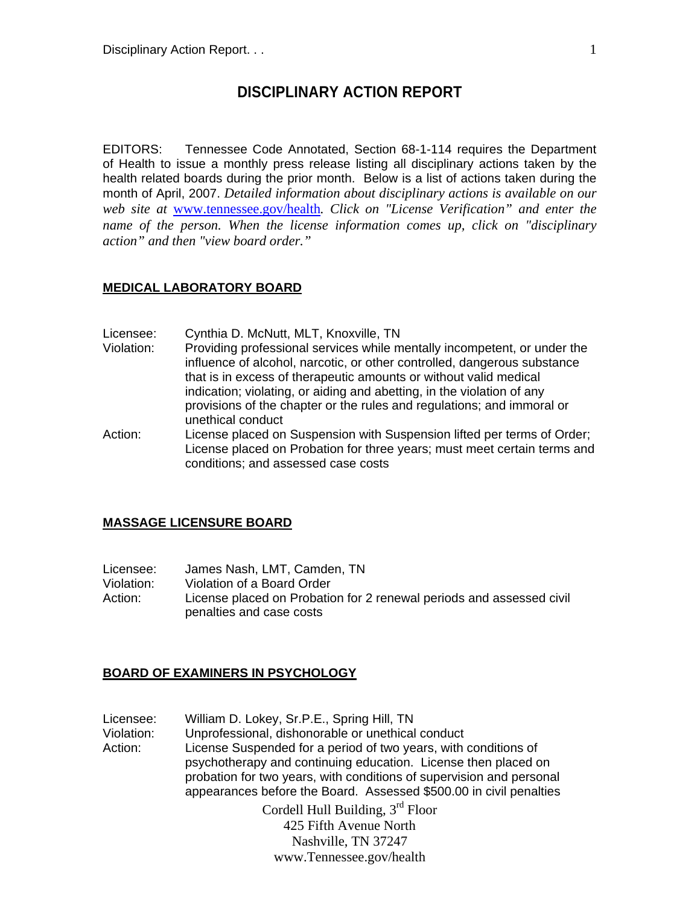# DISCIPLINARY ACTION REPORT

EDITORS: Tennessee Code Annotated, Section 68-1-114 requires the Department of Health to issue a monthly press release listing all disciplinary actions taken by the health related boards during the prior month. Below is a list of actions taken during the month of April, 2007. *Detailed information about disciplinary actions is available on our web site at* www.tennessee.gov/health*. Click on "License Verification" and enter the name of the person. When the license information comes up, click on "disciplinary action" and then "view board order."*

## MEDICAL LABORATORY BOARD

Licensee: Cynthia D. McNutt, MLT, Knoxville, TN
Violation: Providing professional services while mentally incompetent, or under the influence of alcohol, narcotic, or other controlled, dangerous substance that is in excess of therapeutic amounts or without valid medical indication; violating, or aiding and abetting, in the violation of any provisions of the chapter or the rules and regulations; and immoral or unethical conduct
Action: License placed on Suspension with Suspension lifted per terms of Order; License placed on Probation for three years; must meet certain terms and conditions; and assessed case costs

## MASSAGE LICENSURE BOARD

Licensee: James Nash, LMT, Camden, TN
Violation: Violation of a Board Order
Action: License placed on Probation for 2 renewal periods and assessed civil penalties and case costs

## BOARD OF EXAMINERS IN PSYCHOLOGY

Licensee: William D. Lokey, Sr.P.E., Spring Hill, TN
Violation: Unprofessional, dishonorable or unethical conduct
Action: License Suspended for a period of two years, with conditions of psychotherapy and continuing education. License then placed on probation for two years, with conditions of supervision and personal appearances before the Board. Assessed $500.00 in civil penalties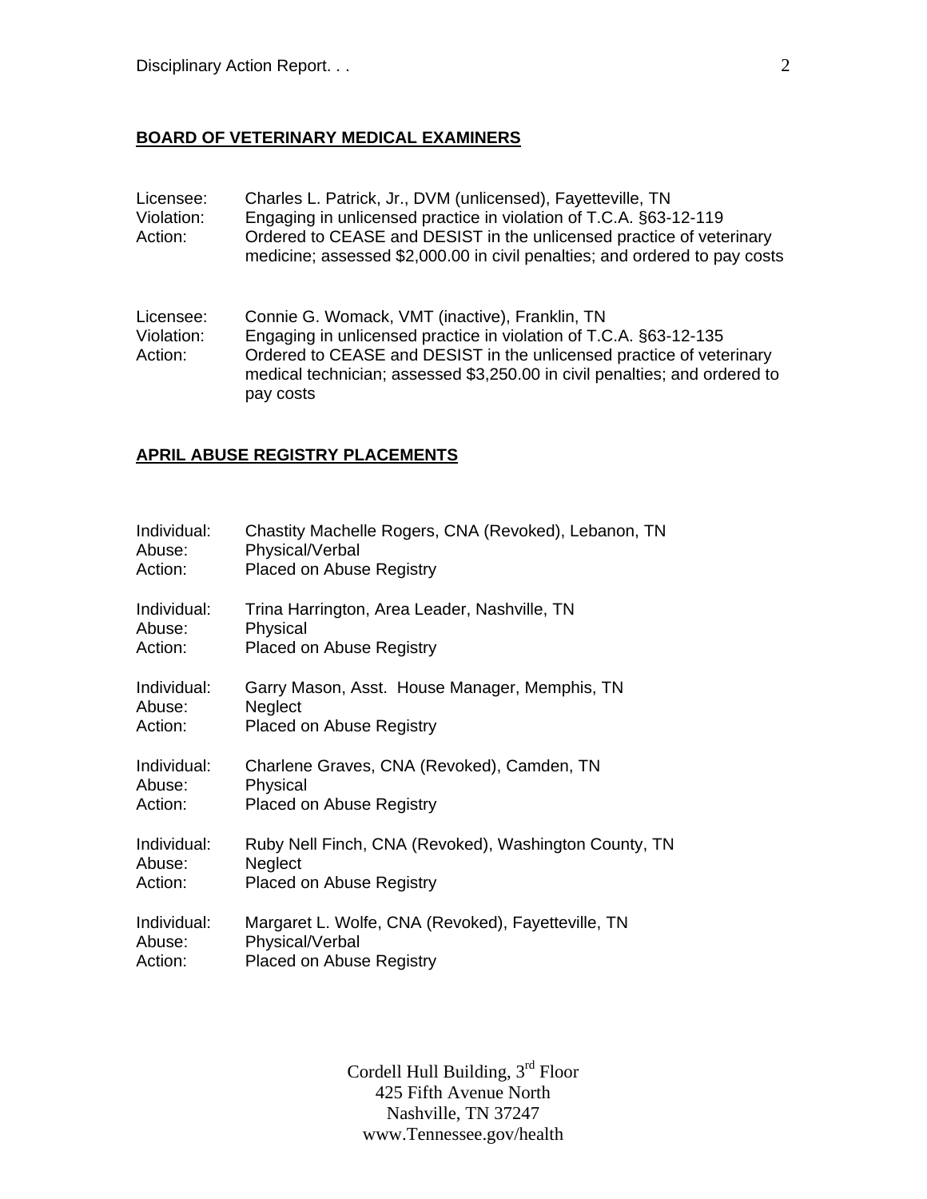## BOARD OF VETERINARY MEDICAL EXAMINERS

Licensee: Charles L. Patrick, Jr., DVM (unlicensed), Fayetteville, TN
Violation: Engaging in unlicensed practice in violation of T.C.A. §63-12-119
Action: Ordered to CEASE and DESIST in the unlicensed practice of veterinary medicine; assessed $2,000.00 in civil penalties; and ordered to pay costs

Licensee: Connie G. Womack, VMT (inactive), Franklin, TN
Violation: Engaging in unlicensed practice in violation of T.C.A. §63-12-135
Action: Ordered to CEASE and DESIST in the unlicensed practice of veterinary medical technician; assessed $3,250.00 in civil penalties; and ordered to pay costs

## APRIL ABUSE REGISTRY PLACEMENTS

Individual: Chastity Machelle Rogers, CNA (Revoked), Lebanon, TN
Abuse: Physical/Verbal
Action: Placed on Abuse Registry

Individual: Trina Harrington, Area Leader, Nashville, TN
Abuse: Physical
Action: Placed on Abuse Registry

Individual: Garry Mason, Asst. House Manager, Memphis, TN
Abuse: Neglect
Action: Placed on Abuse Registry

Individual: Charlene Graves, CNA (Revoked), Camden, TN
Abuse: Physical
Action: Placed on Abuse Registry

Individual: Ruby Nell Finch, CNA (Revoked), Washington County, TN
Abuse: Neglect
Action: Placed on Abuse Registry

Individual: Margaret L. Wolfe, CNA (Revoked), Fayetteville, TN
Abuse: Physical/Verbal
Action: Placed on Abuse Registry

Cordell Hull Building, 3rd Floor
425 Fifth Avenue North
Nashville, TN 37247
www.Tennessee.gov/health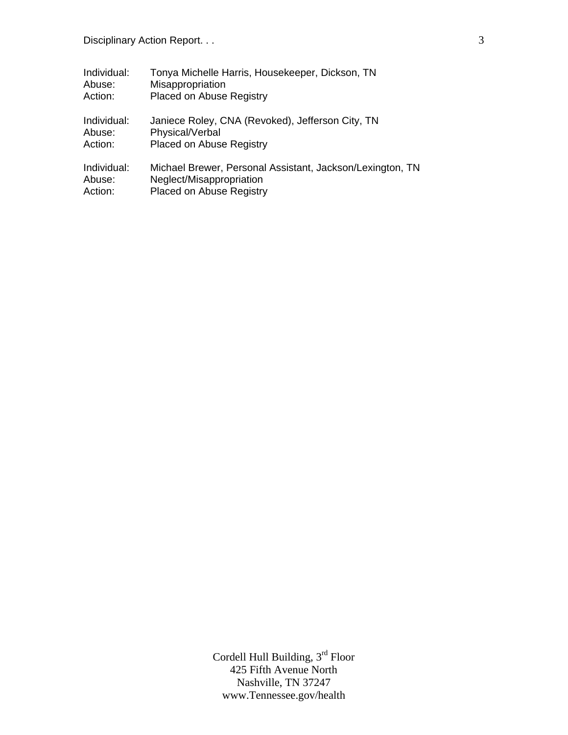Individual: Tonya Michelle Harris, Housekeeper, Dickson, TN
Abuse: Misappropriation
Action: Placed on Abuse Registry

Individual: Janiece Roley, CNA (Revoked), Jefferson City, TN
Abuse: Physical/Verbal
Action: Placed on Abuse Registry

Individual: Michael Brewer, Personal Assistant, Jackson/Lexington, TN
Abuse: Neglect/Misappropriation
Action: Placed on Abuse Registry

Cordell Hull Building, 3rd Floor
425 Fifth Avenue North
Nashville, TN 37247
www.Tennessee.gov/health